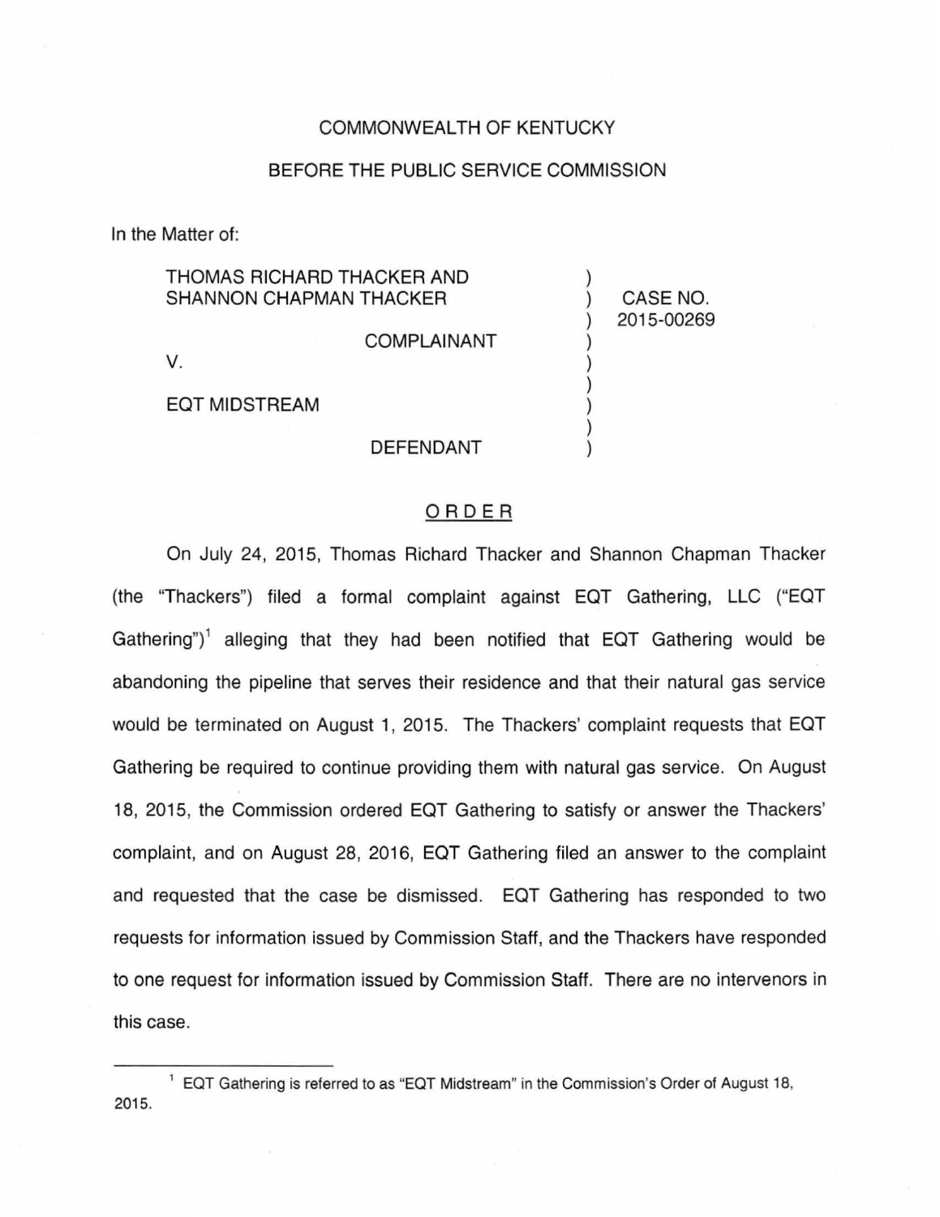COMMONWEALTH OF KENTUCKY

BEFORE THE PUBLIC SERVICE COMMISSION

In the Matter of:

| | | |
|---|---|---|
| THOMAS RICHARD THACKER AND SHANNON CHAPMAN THACKER | ) | CASE NO. 2015-00269 |
| COMPLAINANT | ) | |
| V. | ) | |
| EQT MIDSTREAM | ) | |
| DEFENDANT | ) | |

## ORDER

On July 24, 2015, Thomas Richard Thacker and Shannon Chapman Thacker (the "Thackers") filed a formal complaint against EQT Gathering, LLC ("EQT Gathering")[1] alleging that they had been notified that EQT Gathering would be abandoning the pipeline that serves their residence and that their natural gas service would be terminated on August 1, 2015. The Thackers' complaint requests that EQT Gathering be required to continue providing them with natural gas service. On August 18, 2015, the Commission ordered EQT Gathering to satisfy or answer the Thackers' complaint, and on August 28, 2016, EQT Gathering filed an answer to the complaint and requested that the case be dismissed. EQT Gathering has responded to two requests for information issued by Commission Staff, and the Thackers have responded to one request for information issued by Commission Staff. There are no intervenors in this case.

---

[1] EQT Gathering is referred to as "EQT Midstream" in the Commission's Order of August 18, 2015.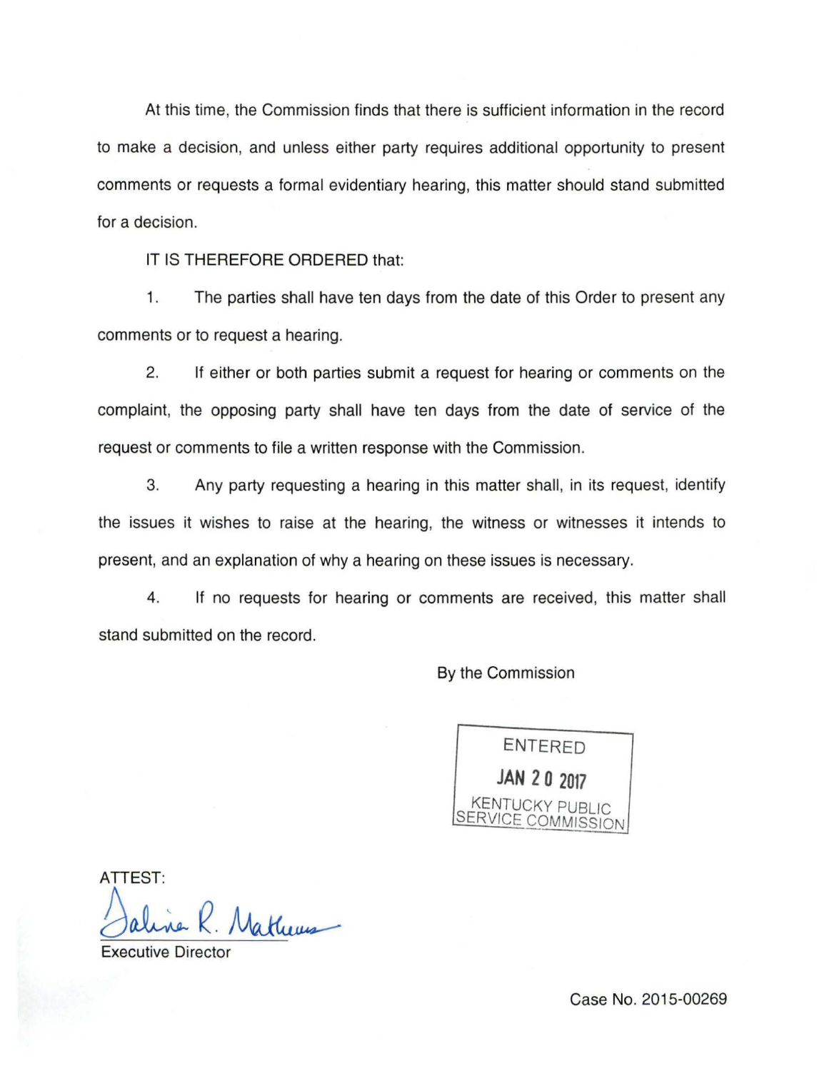At this time, the Commission finds that there is sufficient information in the record to make a decision, and unless either party requires additional opportunity to present comments or requests a formal evidentiary hearing, this matter should stand submitted for a decision.

IT IS THEREFORE ORDERED that:

1. The parties shall have ten days from the date of this Order to present any comments or to request a hearing.

2. If either or both parties submit a request for hearing or comments on the complaint, the opposing party shall have ten days from the date of service of the request or comments to file a written response with the Commission.

3. Any party requesting a hearing in this matter shall, in its request, identify the issues it wishes to raise at the hearing, the witness or witnesses it intends to present, and an explanation of why a hearing on these issues is necessary.

4. If no requests for hearing or comments are received, this matter shall stand submitted on the record.

By the Commission

ENTERED
JAN 20 2017
KENTUCKY PUBLIC
SERVICE COMMISSION

ATTEST:

Executive Director

Case No. 2015-00269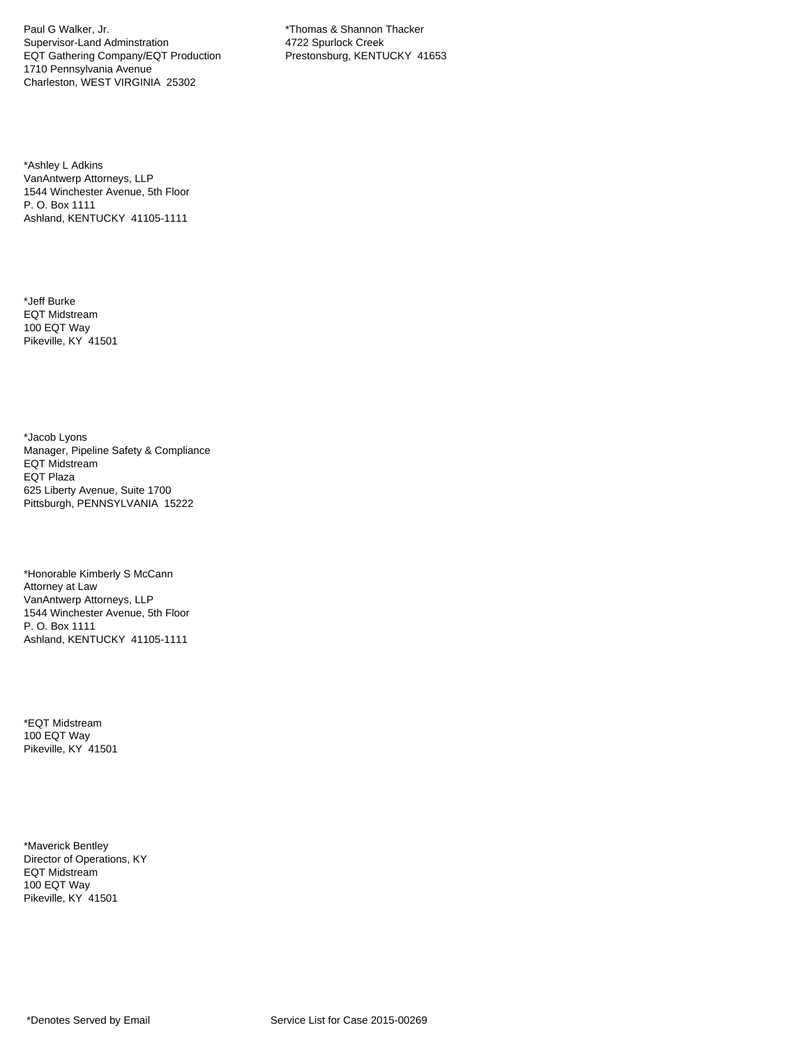Paul G Walker, Jr.
Supervisor-Land Adminstration
EQT Gathering Company/EQT Production
1710 Pennsylvania Avenue
Charleston, WEST VIRGINIA 25302

*Thomas & Shannon Thacker
4722 Spurlock Creek
Prestonsburg, KENTUCKY 41653

*Ashley L Adkins
VanAntwerp Attorneys, LLP
1544 Winchester Avenue, 5th Floor
P. O. Box 1111
Ashland, KENTUCKY 41105-1111

*Jeff Burke
EQT Midstream
100 EQT Way
Pikeville, KY 41501

*Jacob Lyons
Manager, Pipeline Safety & Compliance
EQT Midstream
EQT Plaza
625 Liberty Avenue, Suite 1700
Pittsburgh, PENNSYLVANIA 15222

*Honorable Kimberly S McCann
Attorney at Law
VanAntwerp Attorneys, LLP
1544 Winchester Avenue, 5th Floor
P. O. Box 1111
Ashland, KENTUCKY 41105-1111

*EQT Midstream
100 EQT Way
Pikeville, KY 41501

*Maverick Bentley
Director of Operations, KY
EQT Midstream
100 EQT Way
Pikeville, KY 41501

*Denotes Served by Email

Service List for Case 2015-00269